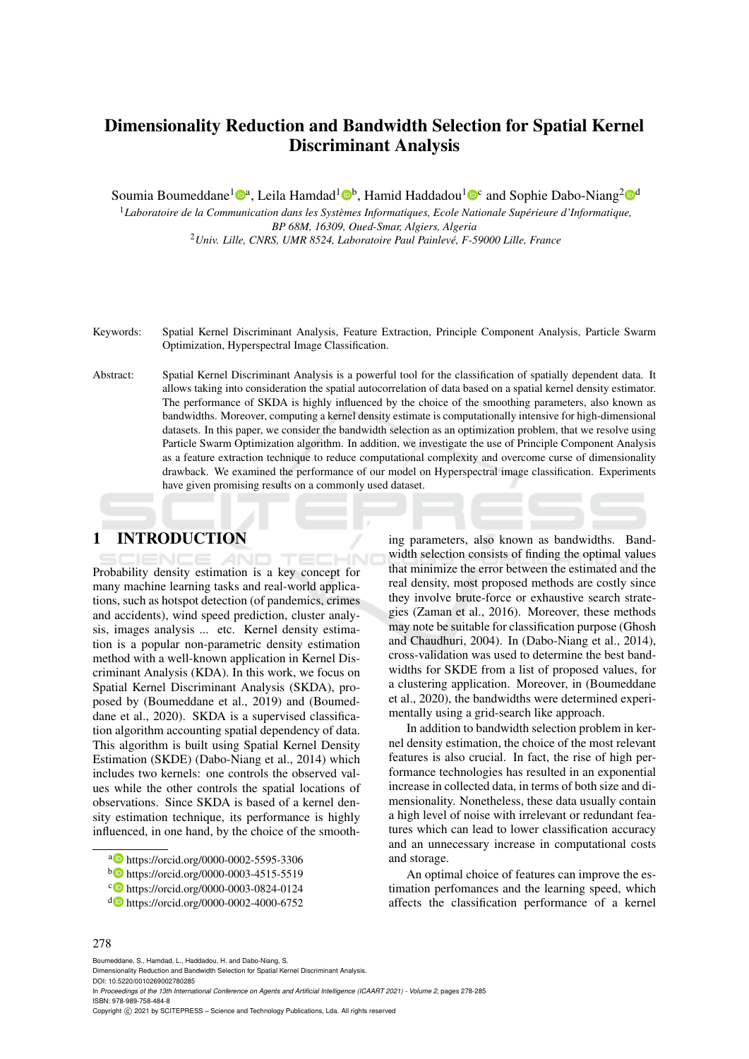# Dimensionality Reduction and Bandwidth Selection for Spatial Kernel Discriminant Analysis

Soumia Boumeddane[1][a], Leila Hamdad[1][b], Hamid Haddadou[1][c] and Sophie Dabo-Niang[2][d]

[1] *Laboratoire de la Communication dans les Systèmes Informatiques, Ecole Nationale Supérieure d'Informatique, BP 68M, 16309, Oued-Smar, Algiers, Algeria*

[2] *Univ. Lille, CNRS, UMR 8524, Laboratoire Paul Painlevé, F-59000 Lille, France*

Keywords: Spatial Kernel Discriminant Analysis, Feature Extraction, Principle Component Analysis, Particle Swarm Optimization, Hyperspectral Image Classification.

Abstract: Spatial Kernel Discriminant Analysis is a powerful tool for the classification of spatially dependent data. It allows taking into consideration the spatial autocorrelation of data based on a spatial kernel density estimator. The performance of SKDA is highly influenced by the choice of the smoothing parameters, also known as bandwidths. Moreover, computing a kernel density estimate is computationally intensive for high-dimensional datasets. In this paper, we consider the bandwidth selection as an optimization problem, that we resolve using Particle Swarm Optimization algorithm. In addition, we investigate the use of Principle Component Analysis as a feature extraction technique to reduce computational complexity and overcome curse of dimensionality drawback. We examined the performance of our model on Hyperspectral image classification. Experiments have given promising results on a commonly used dataset.

## 1 INTRODUCTION

Probability density estimation is a key concept for many machine learning tasks and real-world applications, such as hotspot detection (of pandemics, crimes and accidents), wind speed prediction, cluster analysis, images analysis ... etc. Kernel density estimation is a popular non-parametric density estimation method with a well-known application in Kernel Discriminant Analysis (KDA). In this work, we focus on Spatial Kernel Discriminant Analysis (SKDA), proposed by (Boumeddane et al., 2019) and (Boumeddane et al., 2020). SKDA is a supervised classification algorithm accounting spatial dependency of data. This algorithm is built using Spatial Kernel Density Estimation (SKDE) (Dabo-Niang et al., 2014) which includes two kernels: one controls the observed values while the other controls the spatial locations of observations. Since SKDA is based of a kernel density estimation technique, its performance is highly influenced, in one hand, by the choice of the smoothing parameters, also known as bandwidths. Bandwidth selection consists of finding the optimal values that minimize the error between the estimated and the real density, most proposed methods are costly since they involve brute-force or exhaustive search strategies (Zaman et al., 2016). Moreover, these methods may note be suitable for classification purpose (Ghosh and Chaudhuri, 2004). In (Dabo-Niang et al., 2014), cross-validation was used to determine the best bandwidths for SKDE from a list of proposed values, for a clustering application. Moreover, in (Boumeddane et al., 2020), the bandwidths were determined experimentally using a grid-search like approach.

In addition to bandwidth selection problem in kernel density estimation, the choice of the most relevant features is also crucial. In fact, the rise of high performance technologies has resulted in an exponential increase in collected data, in terms of both size and dimensionality. Nonetheless, these data usually contain a high level of noise with irrelevant or redundant features which can lead to lower classification accuracy and an unnecessary increase in computational costs and storage.

An optimal choice of features can improve the estimation perfomances and the learning speed, which affects the classification performance of a kernel

[a] https://orcid.org/0000-0002-5595-3306
[b] https://orcid.org/0000-0003-4515-5519
[c] https://orcid.org/0000-0003-0824-0124
[d] https://orcid.org/0000-0002-4000-6752

Boumeddane, S., Hamdad, L., Haddadou, H. and Dabo-Niang, S.
Dimensionality Reduction and Bandwidth Selection for Spatial Kernel Discriminant Analysis.
DOI: 10.5220/0010269002780285
In *Proceedings of the 13th International Conference on Agents and Artificial Intelligence (ICAART 2021) - Volume 2*, pages 278-285
ISBN: 978-989-758-484-8
Copyright © 2021 by SCITEPRESS – Science and Technology Publications, Lda. All rights reserved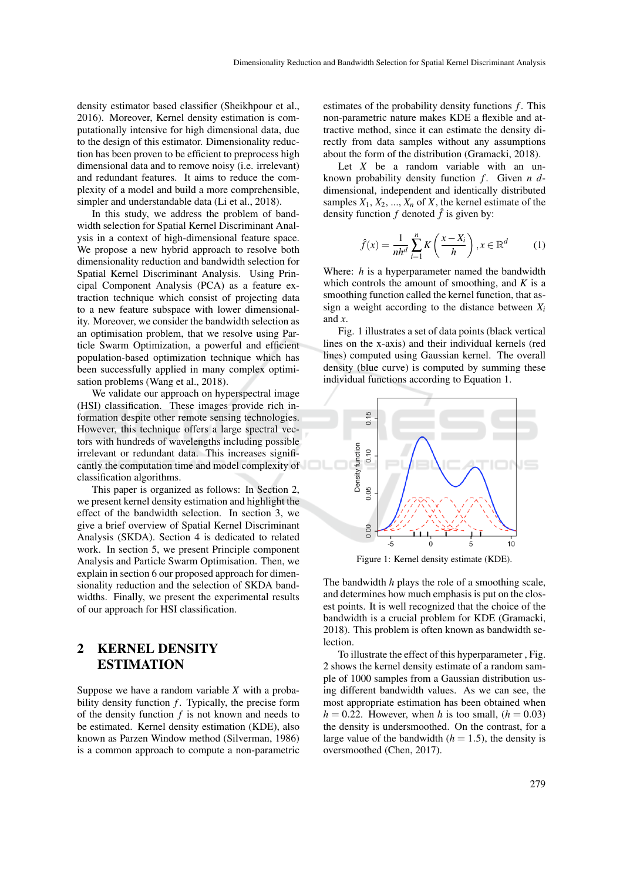density estimator based classifier (Sheikhpour et al., 2016). Moreover, Kernel density estimation is computationally intensive for high dimensional data, due to the design of this estimator. Dimensionality reduction has been proven to be efficient to preprocess high dimensional data and to remove noisy (i.e. irrelevant) and redundant features. It aims to reduce the complexity of a model and build a more comprehensible, simpler and understandable data (Li et al., 2018).

In this study, we address the problem of bandwidth selection for Spatial Kernel Discriminant Analysis in a context of high-dimensional feature space. We propose a new hybrid approach to resolve both dimensionality reduction and bandwidth selection for Spatial Kernel Discriminant Analysis. Using Principal Component Analysis (PCA) as a feature extraction technique which consist of projecting data to a new feature subspace with lower dimensionality. Moreover, we consider the bandwidth selection as an optimisation problem, that we resolve using Particle Swarm Optimization, a powerful and efficient population-based optimization technique which has been successfully applied in many complex optimisation problems (Wang et al., 2018).

We validate our approach on hyperspectral image (HSI) classification. These images provide rich information despite other remote sensing technologies. However, this technique offers a large spectral vectors with hundreds of wavelengths including possible irrelevant or redundant data. This increases significantly the computation time and model complexity of classification algorithms.

This paper is organized as follows: In Section 2, we present kernel density estimation and highlight the effect of the bandwidth selection. In section 3, we give a brief overview of Spatial Kernel Discriminant Analysis (SKDA). Section 4 is dedicated to related work. In section 5, we present Principle component Analysis and Particle Swarm Optimisation. Then, we explain in section 6 our proposed approach for dimensionality reduction and the selection of SKDA bandwidths. Finally, we present the experimental results of our approach for HSI classification.

## 2 KERNEL DENSITY ESTIMATION

Suppose we have a random variable $X$ with a probability density function $f$. Typically, the precise form of the density function $f$ is not known and needs to be estimated. Kernel density estimation (KDE), also known as Parzen Window method (Silverman, 1986) is a common approach to compute a non-parametric estimates of the probability density functions $f$. This non-parametric nature makes KDE a flexible and attractive method, since it can estimate the density directly from data samples without any assumptions about the form of the distribution (Gramacki, 2018).

Let $X$ be a random variable with an unknown probability density function $f$. Given $n$ $d$-dimensional, independent and identically distributed samples $X_1, X_2, ..., X_n$ of $X$, the kernel estimate of the density function $f$ denoted $\hat{f}$ is given by:

$$\hat{f}(x) = \frac{1}{nh^d} \sum_{i=1}^{n} K\left(\frac{x - X_i}{h}\right), x \in \mathbb{R}^d \tag{1}$$

Where: $h$ is a hyperparameter named the bandwidth which controls the amount of smoothing, and $K$ is a smoothing function called the kernel function, that assign a weight according to the distance between $X_i$ and $x$.

Fig. 1 illustrates a set of data points (black vertical lines on the x-axis) and their individual kernels (red lines) computed using Gaussian kernel. The overall density (blue curve) is computed by summing these individual functions according to Equation 1.

Figure 1: Kernel density estimate (KDE).

The bandwidth $h$ plays the role of a smoothing scale, and determines how much emphasis is put on the closest points. It is well recognized that the choice of the bandwidth is a crucial problem for KDE (Gramacki, 2018). This problem is often known as bandwidth selection.

To illustrate the effect of this hyperparameter , Fig. 2 shows the kernel density estimate of a random sample of 1000 samples from a Gaussian distribution using different bandwidth values. As we can see, the most appropriate estimation has been obtained when $h = 0.22$. However, when $h$ is too small, $(h = 0.03)$ the density is undersmoothed. On the contrast, for a large value of the bandwidth $(h = 1.5)$, the density is oversmoothed (Chen, 2017).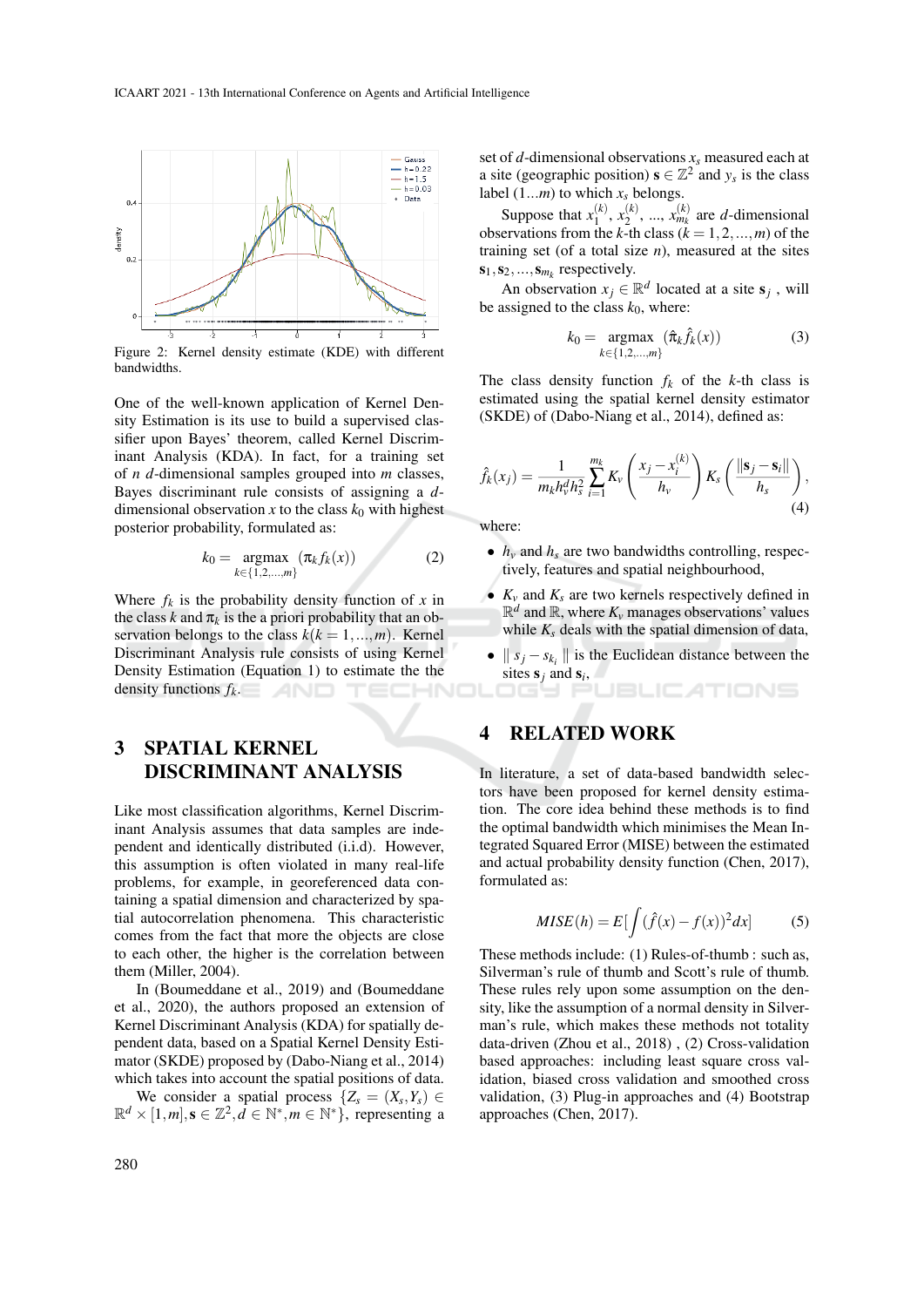Figure 2: Kernel density estimate (KDE) with different bandwidths.

One of the well-known application of Kernel Density Estimation is its use to build a supervised classifier upon Bayes' theorem, called Kernel Discriminant Analysis (KDA). In fact, for a training set of $n$ $d$-dimensional samples grouped into $m$ classes, Bayes discriminant rule consists of assigning a $d$-dimensional observation $x$ to the class $k_0$ with highest posterior probability, formulated as:

$$k_0 = \underset{k\in\{1,2,\ldots,m\}}{\text{argmax}} \; (\pi_k f_k(x)) \tag{2}$$

Where $f_k$ is the probability density function of $x$ in the class $k$ and $\pi_k$ is the a priori probability that an observation belongs to the class $k (k = 1,\ldots,m)$. Kernel Discriminant Analysis rule consists of using Kernel Density Estimation (Equation 1) to estimate the the density functions $f_k$.

## 3 SPATIAL KERNEL DISCRIMINANT ANALYSIS

Like most classification algorithms, Kernel Discriminant Analysis assumes that data samples are independent and identically distributed (i.i.d). However, this assumption is often violated in many real-life problems, for example, in georeferenced data containing a spatial dimension and characterized by spatial autocorrelation phenomena. This characteristic comes from the fact that more the objects are close to each other, the higher is the correlation between them (Miller, 2004).

In (Boumeddane et al., 2019) and (Boumeddane et al., 2020), the authors proposed an extension of Kernel Discriminant Analysis (KDA) for spatially dependent data, based on a Spatial Kernel Density Estimator (SKDE) proposed by (Dabo-Niang et al., 2014) which takes into account the spatial positions of data.

We consider a spatial process $\{Z_s = (X_s, Y_s) \in \mathbb{R}^d \times [1,m], \mathbf{s} \in \mathbb{Z}^2, d \in \mathbb{N}^*, m \in \mathbb{N}^*\}$, representing a set of $d$-dimensional observations $x_s$ measured each at a site (geographic position) $\mathbf{s} \in \mathbb{Z}^2$ and $y_s$ is the class label $(1 \ldots m)$ to which $x_s$ belongs.

Suppose that $x_1^{(k)}, x_2^{(k)}, \ldots, x_{m_k}^{(k)}$ are $d$-dimensional observations from the $k$-th class $(k = 1,2,\ldots,m)$ of the training set (of a total size $n$), measured at the sites $\mathbf{s}_1, \mathbf{s}_2, \ldots, \mathbf{s}_{m_k}$ respectively.

An observation $x_j \in \mathbb{R}^d$ located at a site $\mathbf{s}_j$ , will be assigned to the class $k_0$, where:

$$k_0 = \underset{k\in\{1,2,\ldots,m\}}{\text{argmax}} \; (\hat{\pi}_k \hat{f}_k(x)) \tag{3}$$

The class density function $f_k$ of the $k$-th class is estimated using the spatial kernel density estimator (SKDE) of (Dabo-Niang et al., 2014), defined as:

$$\hat{f}_k(x_j) = \frac{1}{m_k h_v^d h_s^2} \sum_{i=1}^{m_k} K_v\left(\frac{x_j - x_i^{(k)}}{h_v}\right) K_s\left(\frac{\|\mathbf{s}_j - \mathbf{s}_i\|}{h_s}\right), \tag{4}$$

where:

- $h_v$ and $h_s$ are two bandwidths controlling, respectively, features and spatial neighbourhood,
- $K_v$ and $K_s$ are two kernels respectively defined in $\mathbb{R}^d$ and $\mathbb{R}$, where $K_v$ manages observations' values while $K_s$ deals with the spatial dimension of data,
- $\| s_j - s_{k_i} \|$ is the Euclidean distance between the sites $\mathbf{s}_j$ and $\mathbf{s}_i$,

## 4 RELATED WORK

In literature, a set of data-based bandwidth selectors have been proposed for kernel density estimation. The core idea behind these methods is to find the optimal bandwidth which minimises the Mean Integrated Squared Error (MISE) between the estimated and actual probability density function (Chen, 2017), formulated as:

$$MISE(h) = E[\int (\hat{f}(x) - f(x))^2 dx] \tag{5}$$

These methods include: (1) Rules-of-thumb : such as, Silverman's rule of thumb and Scott's rule of thumb. These rules rely upon some assumption on the density, like the assumption of a normal density in Silverman's rule, which makes these methods not totality data-driven (Zhou et al., 2018) , (2) Cross-validation based approaches: including least square cross validation, biased cross validation and smoothed cross validation, (3) Plug-in approaches and (4) Bootstrap approaches (Chen, 2017).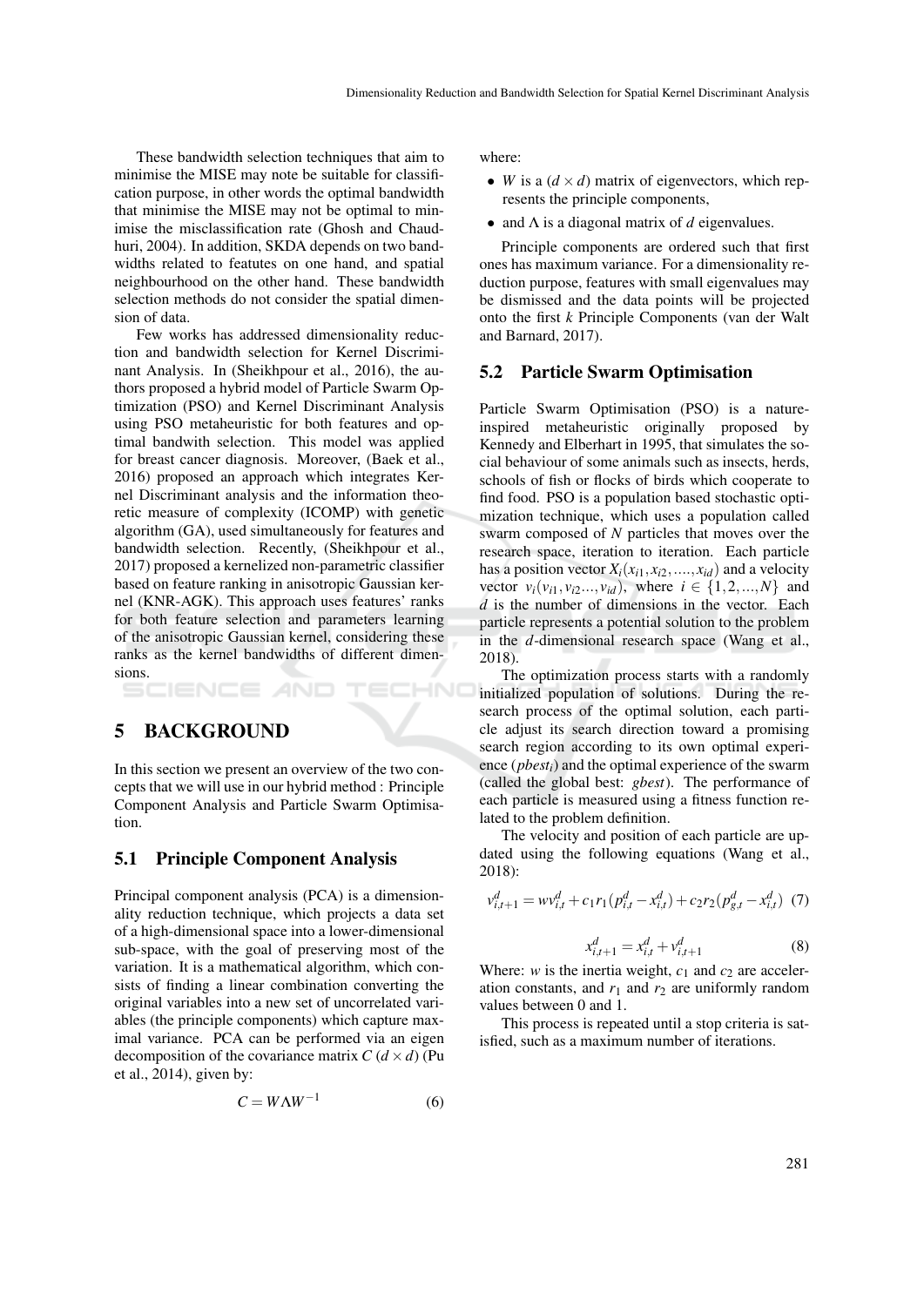These bandwidth selection techniques that aim to minimise the MISE may note be suitable for classification purpose, in other words the optimal bandwidth that minimise the MISE may not be optimal to minimise the misclassification rate (Ghosh and Chaudhuri, 2004). In addition, SKDA depends on two bandwidths related to featutes on one hand, and spatial neighbourhood on the other hand. These bandwidth selection methods do not consider the spatial dimension of data.

Few works has addressed dimensionality reduction and bandwidth selection for Kernel Discriminant Analysis. In (Sheikhpour et al., 2016), the authors proposed a hybrid model of Particle Swarm Optimization (PSO) and Kernel Discriminant Analysis using PSO metaheuristic for both features and optimal bandwith selection. This model was applied for breast cancer diagnosis. Moreover, (Baek et al., 2016) proposed an approach which integrates Kernel Discriminant analysis and the information theoretic measure of complexity (ICOMP) with genetic algorithm (GA), used simultaneously for features and bandwidth selection. Recently, (Sheikhpour et al., 2017) proposed a kernelized non-parametric classifier based on feature ranking in anisotropic Gaussian kernel (KNR-AGK). This approach uses features' ranks for both feature selection and parameters learning of the anisotropic Gaussian kernel, considering these ranks as the kernel bandwidths of different dimensions.

# 5 BACKGROUND

In this section we present an overview of the two concepts that we will use in our hybrid method : Principle Component Analysis and Particle Swarm Optimisation.

## 5.1 Principle Component Analysis

Principal component analysis (PCA) is a dimensionality reduction technique, which projects a data set of a high-dimensional space into a lower-dimensional sub-space, with the goal of preserving most of the variation. It is a mathematical algorithm, which consists of finding a linear combination converting the original variables into a new set of uncorrelated variables (the principle components) which capture maximal variance. PCA can be performed via an eigen decomposition of the covariance matrix $C$ $(d \times d)$ (Pu et al., 2014), given by:

$$C = W \Lambda W^{-1} \tag{6}$$

where:

- $W$ is a $(d \times d)$ matrix of eigenvectors, which represents the principle components,
- and $\Lambda$ is a diagonal matrix of $d$ eigenvalues.

Principle components are ordered such that first ones has maximum variance. For a dimensionality reduction purpose, features with small eigenvalues may be dismissed and the data points will be projected onto the first $k$ Principle Components (van der Walt and Barnard, 2017).

## 5.2 Particle Swarm Optimisation

Particle Swarm Optimisation (PSO) is a nature-inspired metaheuristic originally proposed by Kennedy and Elberhart in 1995, that simulates the social behaviour of some animals such as insects, herds, schools of fish or flocks of birds which cooperate to find food. PSO is a population based stochastic optimization technique, which uses a population called swarm composed of $N$ particles that moves over the research space, iteration to iteration. Each particle has a position vector $X_i(x_{i1}, x_{i2}, ...., x_{id})$ and a velocity vector $v_i(v_{i1}, v_{i2}..., v_{id})$, where $i \in \{1, 2, ..., N\}$ and $d$ is the number of dimensions in the vector. Each particle represents a potential solution to the problem in the $d$-dimensional research space (Wang et al., 2018).

The optimization process starts with a randomly initialized population of solutions. During the research process of the optimal solution, each particle adjust its search direction toward a promising search region according to its own optimal experience ($pbest_i$) and the optimal experience of the swarm (called the global best: $gbest$). The performance of each particle is measured using a fitness function related to the problem definition.

The velocity and position of each particle are updated using the following equations (Wang et al., 2018):

$$v_{i,t+1}^{d} = w v_{i,t}^{d} + c_1 r_1 (p_{i,t}^{d} - x_{i,t}^{d}) + c_2 r_2 (p_{g,t}^{d} - x_{i,t}^{d}) \tag{7}$$

$$x_{i,t+1}^{d} = x_{i,t}^{d} + v_{i,t+1}^{d} \tag{8}$$

Where: $w$ is the inertia weight, $c_1$ and $c_2$ are acceleration constants, and $r_1$ and $r_2$ are uniformly random values between 0 and 1.

This process is repeated until a stop criteria is satisfied, such as a maximum number of iterations.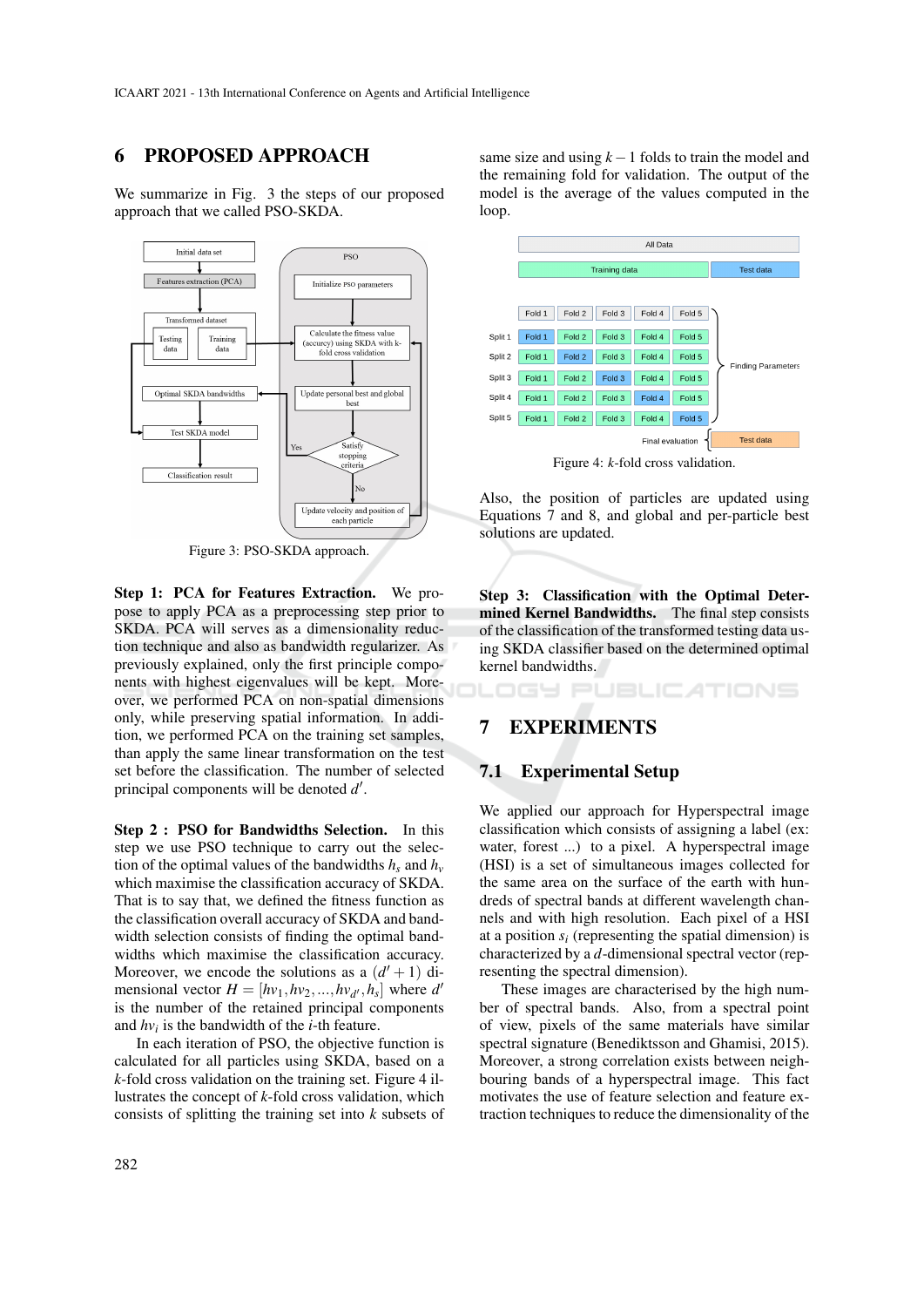## 6 PROPOSED APPROACH

We summarize in Fig. 3 the steps of our proposed approach that we called PSO-SKDA.

Figure 3: PSO-SKDA approach.

**Step 1: PCA for Features Extraction.** We propose to apply PCA as a preprocessing step prior to SKDA. PCA will serves as a dimensionality reduction technique and also as bandwidth regularizer. As previously explained, only the first principle components with highest eigenvalus will be kept. Moreover, we performed PCA on non-spatial dimensions only, while preserving spatial information. In addition, we performed PCA on the training set samples, than apply the same linear transformation on the test set before the classification. The number of selected principal components will be denoted $d'$.

**Step 2 : PSO for Bandwidths Selection.** In this step we use PSO technique to carry out the selection of the optimal values of the bandwidths $h_s$ and $h_v$ which maximise the classification accuracy of SKDA. That is to say that, we defined the fitness function as the classification overall accuracy of SKDA and bandwidth selection consists of finding the optimal bandwidths which maximise the classification accuracy. Moreover, we encode the solutions as a $(d'+1)$ dimensional vector $H = [hv_1, hv_2, ..., hv_{d'}, h_s]$ where $d'$ is the number of the retained principal components and $hv_i$ is the bandwidth of the $i$-th feature.

In each iteration of PSO, the objective function is calculated for all particles using SKDA, based on a $k$-fold cross validation on the training set. Figure 4 illustrates the concept of $k$-fold cross validation, which consists of splitting the training set into $k$ subsets of same size and using $k-1$ folds to train the model and the remaining fold for validation. The output of the model is the average of the values computed in the loop.

Figure 4: $k$-fold cross validation.

Also, the position of particles are updated using Equations 7 and 8, and global and per-particle best solutions are updated.

**Step 3: Classification with the Optimal Determined Kernel Bandwidths.** The final step consists of the classification of the transformed testing data using SKDA classifier based on the determined optimal kernel bandwidths.

## 7 EXPERIMENTS

### 7.1 Experimental Setup

We applied our approach for Hyperspectral image classification which consists of assigning a label (ex: water, forest ...) to a pixel. A hyperspectral image (HSI) is a set of simultaneous images collected for the same area on the surface of the earth with hundreds of spectral bands at different wavelength channels and with high resolution. Each pixel of a HSI at a position $s_i$ (representing the spatial dimension) is characterized by a $d$-dimensional spectral vector (representing the spectral dimension).

These images are characterised by the high number of spectral bands. Also, from a spectral point of view, pixels of the same materials have similar spectral signature (Benediktsson and Ghamisi, 2015). Moreover, a strong correlation exists between neighbouring bands of a hyperspectral image. This fact motivates the use of feature selection and feature extraction techniques to reduce the dimensionality of the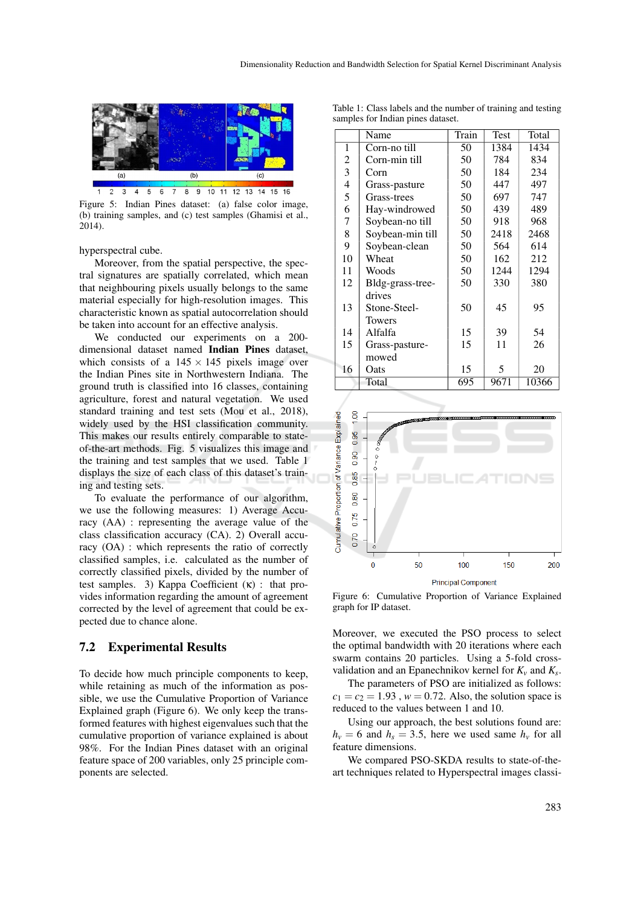Figure 5: Indian Pines dataset: (a) false color image, (b) training samples, and (c) test samples (Ghamisi et al., 2014).

hyperspectral cube.

Moreover, from the spatial perspective, the spectral signatures are spatially correlated, which mean that neighbouring pixels usually belongs to the same material especially for high-resolution images. This characteristic known as spatial autocorrelation should be taken into account for an effective analysis.

We conducted our experiments on a 200-dimensional dataset named **Indian Pines** dataset, which consists of a $145 \times 145$ pixels image over the Indian Pines site in Northwestern Indiana. The ground truth is classified into 16 classes, containing agriculture, forest and natural vegetation. We used standard training and test sets (Mou et al., 2018), widely used by the HSI classification community. This makes our results entirely comparable to state-of-the-art methods. Fig. 5 visualizes this image and the training and test samples that we used. Table 1 displays the size of each class of this dataset's training and testing sets.

To evaluate the performance of our algorithm, we use the following measures: 1) Average Accuracy (AA) : representing the average value of the class classification accuracy (CA). 2) Overall accuracy (OA) : which represents the ratio of correctly classified samples, i.e. calculated as the number of correctly classified pixels, divided by the number of test samples. 3) Kappa Coefficient ($\kappa$) : that provides information regarding the amount of agreement corrected by the level of agreement that could be expected due to chance alone.

## 7.2 Experimental Results

To decide how much principle components to keep, while retaining as much of the information as possible, we use the Cumulative Proportion of Variance Explained graph (Figure 6). We only keep the transformed features with highest eigenvalues such that the cumulative proportion of variance explained is about 98%. For the Indian Pines dataset with an original feature space of 200 variables, only 25 principle components are selected.

Table 1: Class labels and the number of training and testing samples for Indian pines dataset.

| | Name | Train | Test | Total |
|---|---|---|---|---|
| 1 | Corn-no till | 50 | 1384 | 1434 |
| 2 | Corn-min till | 50 | 784 | 834 |
| 3 | Corn | 50 | 184 | 234 |
| 4 | Grass-pasture | 50 | 447 | 497 |
| 5 | Grass-trees | 50 | 697 | 747 |
| 6 | Hay-windrowed | 50 | 439 | 489 |
| 7 | Soybean-no till | 50 | 918 | 968 |
| 8 | Soybean-min till | 50 | 2418 | 2468 |
| 9 | Soybean-clean | 50 | 564 | 614 |
| 10 | Wheat | 50 | 162 | 212 |
| 11 | Woods | 50 | 1244 | 1294 |
| 12 | Bldg-grass-tree-drives | 50 | 330 | 380 |
| 13 | Stone-Steel-Towers | 50 | 45 | 95 |
| 14 | Alfalfa | 15 | 39 | 54 |
| 15 | Grass-pasture-mowed | 15 | 11 | 26 |
| 16 | Oats | 15 | 5 | 20 |
| | Total | 695 | 9671 | 10366 |

Figure 6: Cumulative Proportion of Variance Explained graph for IP dataset.

Moreover, we executed the PSO process to select the optimal bandwidth with 20 iterations where each swarm contains 20 particles. Using a 5-fold cross-validation and an Epanechnikov kernel for $K_v$ and $K_s$.

The parameters of PSO are initialized as follows: $c_1 = c_2 = 1.93$ , $w = 0.72$. Also, the solution space is reduced to the values between 1 and 10.

Using our approach, the best solutions found are: $h_v = 6$ and $h_s = 3.5$, here we used same $h_v$ for all feature dimensions.

We compared PSO-SKDA results to state-of-the-art techniques related to Hyperspectral images classi-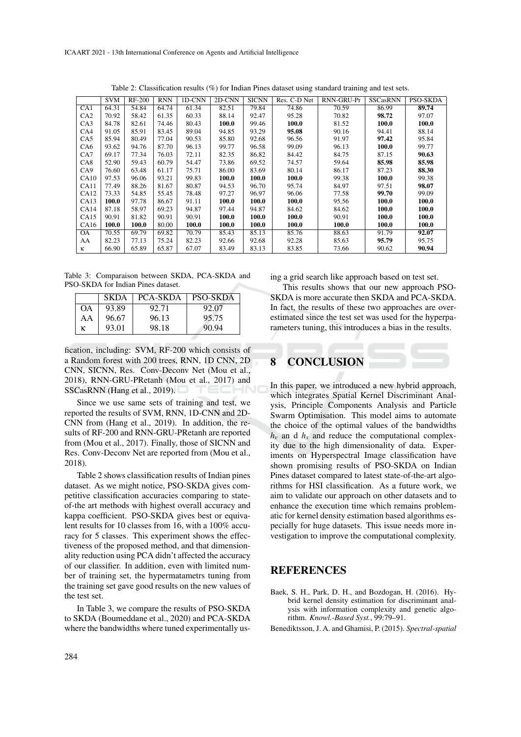Table 2: Classification results (%) for Indian Pines dataset using standard training and test sets.

| | SVM | RF-200 | RNN | 1D-CNN | 2D-CNN | SICNN | Res. C-D Net | RNN-GRU-Pr | SSCasRNN | PSO-SKDA |
|---|---|---|---|---|---|---|---|---|---|---|
| CA1 | 64.31 | 54.84 | 64.74 | 61.34 | 82.51 | 79.84 | 74.86 | 70.59 | 86.99 | **89.74** |
| CA2 | 70.92 | 58.42 | 61.35 | 60.33 | 88.14 | 92.47 | 95.28 | 70.82 | **98.72** | 97.07 |
| CA3 | 84.78 | 82.61 | 74.46 | 80.43 | **100.0** | 99.46 | **100.0** | 81.52 | **100.0** | **100.0** |
| CA4 | 91.05 | 85.91 | 83.45 | 89.04 | 94.85 | 93.29 | **95.08** | 90.16 | 94.41 | 88.14 |
| CA5 | 85.94 | 80.49 | 77.04 | 90.53 | 85.80 | 92.68 | 96.56 | 91.97 | **97.42** | 95.84 |
| CA6 | 93.62 | 94.76 | 87.70 | 96.13 | 99.77 | 96.58 | 99.09 | 96.13 | **100.0** | 99.77 |
| CA7 | 69.17 | 77.34 | 76.03 | 72.11 | 82.35 | 86.82 | 84.42 | 84.75 | 87.15 | **90.63** |
| CA8 | 52.90 | 59.43 | 60.79 | 54.47 | 73.86 | 69.52 | 74.57 | 59.64 | **85.98** | **85.98** |
| CA9 | 76.60 | 63.48 | 61.17 | 75.71 | 86.00 | 83.69 | 80.14 | 86.17 | 87.23 | **88.30** |
| CA10 | 97.53 | 96.06 | 93.21 | 99.83 | **100.0** | **100.0** | **100.0** | 99.38 | **100.0** | 99.38 |
| CA11 | 77.49 | 88.26 | 81.67 | 80.87 | 94.53 | 96.70 | 95.74 | 84.97 | 97.51 | **98.07** |
| CA12 | 73.33 | 54.85 | 55.45 | 78.48 | 97.27 | 96.97 | 96.06 | 77.58 | **99.70** | 99.09 |
| CA13 | **100.0** | 97.78 | 86.67 | 91.11 | **100.0** | **100.0** | **100.0** | 95.56 | **100.0** | **100.0** |
| CA14 | 87.18 | 58.97 | 69.23 | 94.87 | 97.44 | 94.87 | 84.62 | 84.62 | **100.0** | **100.0** |
| CA15 | 90.91 | 81.82 | 90.91 | 90.91 | **100.0** | **100.0** | **100.0** | 90.91 | **100.0** | **100.0** |
| CA16 | **100.0** | **100.0** | 80.00 | **100.0** | **100.0** | **100.0** | **100.0** | **100.0** | **100.0** | **100.0** |
| OA | 70.55 | 69.79 | 69.82 | 70.79 | 85.43 | 85.13 | 85.76 | 88.63 | 91.79 | **92.07** |
| AA | 82.23 | 77.13 | 75.24 | 82.23 | 92.66 | 92.68 | 92.28 | 85.63 | **95.79** | 95.75 |
| κ | 66.90 | 65.89 | 65.87 | 67.07 | 83.49 | 83.13 | 83.85 | 73.66 | 90.62 | **90.94** |

Table 3: Comparaison between SKDA, PCA-SKDA and PSO-SKDA for Indian Pines dataset.

| | SKDA | PCA-SKDA | PSO-SKDA |
|---|---|---|---|
| OA | 93.89 | 92.71 | 92.07 |
| AA | 96.67 | 96.13 | 95.75 |
| κ | 93.01 | 98.18 | 90.94 |

fication, including: SVM, RF-200 which consists of a Random forest with 200 trees, RNN, 1D CNN, 2D CNN, SICNN, Res. Conv-Deconv Net (Mou et al., 2018), RNN-GRU-PRetanh (Mou et al., 2017) and SSCasRNN (Hang et al., 2019).

Since we use same sets of training and test, we reported the results of SVM, RNN, 1D-CNN and 2D-CNN from (Hang et al., 2019). In addition, the results of RF-200 and RNN-GRU-PRetanh are reported from (Mou et al., 2017). Finally, those of SICNN and Res. Conv-Deconv Net are reported from (Mou et al., 2018).

Table 2 shows classification results of Indian pines dataset. As we might notice, PSO-SKDA gives competitive classification accuracies comparing to state-of-the art methods with highest overall accuracy and kappa coefficient. PSO-SKDA gives best or equivalent results for 10 classes from 16, with a 100% accuracy for 5 classes. This experiment shows the effectiveness of the proposed method, and that dimensionality reduction using PCA didn't affected the accuracy of our classifier. In addition, even with limited number of training set, the hypermatametrs tuning from the training set gave good results on the new values of the test set.

In Table 3, we compare the results of PSO-SKDA to SKDA (Boumeddane et al., 2020) and PCA-SKDA where the bandwidths where tuned experimentally using a grid search like approach based on test set.

This results shows that our new approach PSO-SKDA is more accurate then SKDA and PCA-SKDA. In fact, the results of these two approaches are overestimated since the test set was used for the hyperparameters tuning, this introduces a bias in the results.

## 8 CONCLUSION

In this paper, we introduced a new hybrid approach, which integrates Spatial Kernel Discriminant Analysis, Principle Components Analysis and Particle Swarm Optimisation. This model aims to automate the choice of the optimal values of the bandwidths $h_v$ an d $h_s$ and reduce the computational complexity due to the high dimensionality of data. Experiments on Hyperspectral Image classification have shown promising results of PSO-SKDA on Indian Pines dataset compared to latest state-of-the-art algorithms for HSI classification. As a future work, we aim to validate our approach on other datasets and to enhance the execution time which remains problematic for kernel density estimation based algorithms especially for huge datasets. This issue needs more investigation to improve the computational complexity.

## REFERENCES

Baek, S. H., Park, D. H., and Bozdogan, H. (2016). Hybrid kernel density estimation for discriminant analysis with information complexity and genetic algorithm. *Knowl.-Based Syst.*, 99:79–91.

Benediktsson, J. A. and Ghamisi, P. (2015). *Spectral-spatial*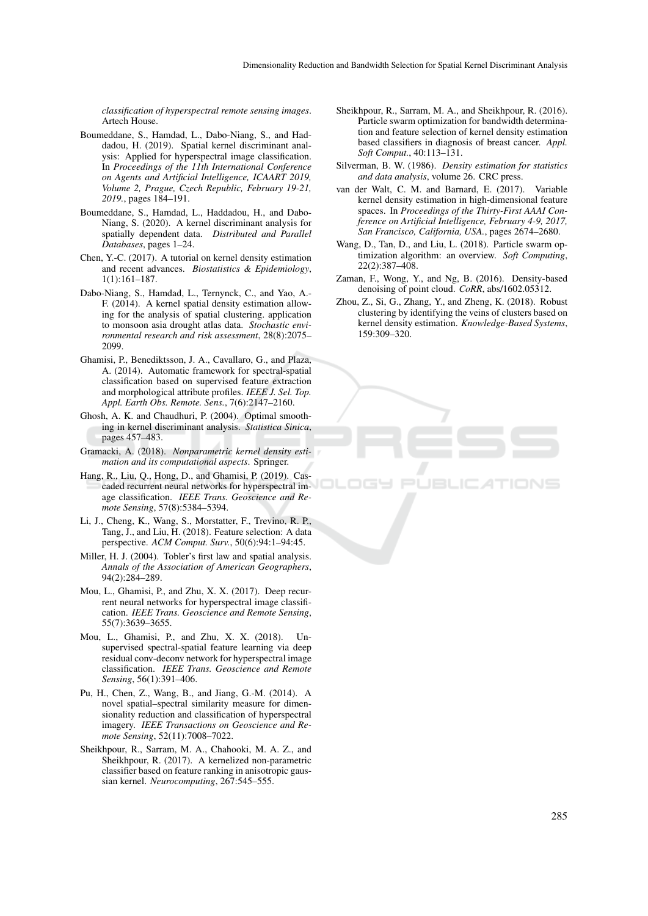*classification of hyperspectral remote sensing images*. Artech House.

Boumeddane, S., Hamdad, L., Dabo-Niang, S., and Haddadou, H. (2019). Spatial kernel discriminant analysis: Applied for hyperspectral image classification. In *Proceedings of the 11th International Conference on Agents and Artificial Intelligence, ICAART 2019, Volume 2, Prague, Czech Republic, February 19-21, 2019.*, pages 184–191.

Boumeddane, S., Hamdad, L., Haddadou, H., and Dabo-Niang, S. (2020). A kernel discriminant analysis for spatially dependent data. *Distributed and Parallel Databases*, pages 1–24.

Chen, Y.-C. (2017). A tutorial on kernel density estimation and recent advances. *Biostatistics & Epidemiology*, 1(1):161–187.

Dabo-Niang, S., Hamdad, L., Ternynck, C., and Yao, A.-F. (2014). A kernel spatial density estimation allowing for the analysis of spatial clustering. application to monsoon asia drought atlas data. *Stochastic environmental research and risk assessment*, 28(8):2075–2099.

Ghamisi, P., Benediktsson, J. A., Cavallaro, G., and Plaza, A. (2014). Automatic framework for spectral-spatial classification based on supervised feature extraction and morphological attribute profiles. *IEEE J. Sel. Top. Appl. Earth Obs. Remote. Sens.*, 7(6):2147–2160.

Ghosh, A. K. and Chaudhuri, P. (2004). Optimal smoothing in kernel discriminant analysis. *Statistica Sinica*, pages 457–483.

Gramacki, A. (2018). *Nonparametric kernel density estimation and its computational aspects*. Springer.

Hang, R., Liu, Q., Hong, D., and Ghamisi, P. (2019). Cascaded recurrent neural networks for hyperspectral image classification. *IEEE Trans. Geoscience and Remote Sensing*, 57(8):5384–5394.

Li, J., Cheng, K., Wang, S., Morstatter, F., Trevino, R. P., Tang, J., and Liu, H. (2018). Feature selection: A data perspective. *ACM Comput. Surv.*, 50(6):94:1–94:45.

Miller, H. J. (2004). Tobler's first law and spatial analysis. *Annals of the Association of American Geographers*, 94(2):284–289.

Mou, L., Ghamisi, P., and Zhu, X. X. (2017). Deep recurrent neural networks for hyperspectral image classification. *IEEE Trans. Geoscience and Remote Sensing*, 55(7):3639–3655.

Mou, L., Ghamisi, P., and Zhu, X. X. (2018). Unsupervised spectral-spatial feature learning via deep residual conv-deconv network for hyperspectral image classification. *IEEE Trans. Geoscience and Remote Sensing*, 56(1):391–406.

Pu, H., Chen, Z., Wang, B., and Jiang, G.-M. (2014). A novel spatial–spectral similarity measure for dimensionality reduction and classification of hyperspectral imagery. *IEEE Transactions on Geoscience and Remote Sensing*, 52(11):7008–7022.

Sheikhpour, R., Sarram, M. A., Chahooki, M. A. Z., and Sheikhpour, R. (2017). A kernelized non-parametric classifier based on feature ranking in anisotropic gaussian kernel. *Neurocomputing*, 267:545–555.

Sheikhpour, R., Sarram, M. A., and Sheikhpour, R. (2016). Particle swarm optimization for bandwidth determination and feature selection of kernel density estimation based classifiers in diagnosis of breast cancer. *Appl. Soft Comput.*, 40:113–131.

Silverman, B. W. (1986). *Density estimation for statistics and data analysis*, volume 26. CRC press.

van der Walt, C. M. and Barnard, E. (2017). Variable kernel density estimation in high-dimensional feature spaces. In *Proceedings of the Thirty-First AAAI Conference on Artificial Intelligence, February 4-9, 2017, San Francisco, California, USA.*, pages 2674–2680.

Wang, D., Tan, D., and Liu, L. (2018). Particle swarm optimization algorithm: an overview. *Soft Computing*, 22(2):387–408.

Zaman, F., Wong, Y., and Ng, B. (2016). Density-based denoising of point cloud. *CoRR*, abs/1602.05312.

Zhou, Z., Si, G., Zhang, Y., and Zheng, K. (2018). Robust clustering by identifying the veins of clusters based on kernel density estimation. *Knowledge-Based Systems*, 159:309–320.